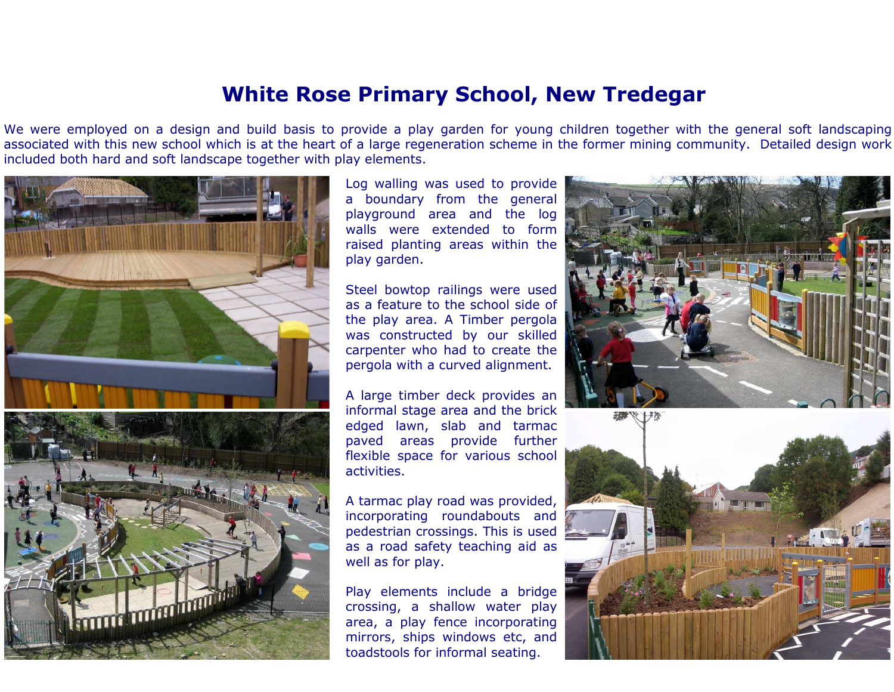# White Rose Primary School, New Tredegar

We were employed on a design and build basis to provide a play garden for young children together with the general soft landscaping associated with this new school which is at the heart of a large regeneration scheme in the former mining community. Detailed design work included both hard and soft landscape together with play elements.

Log walling was used to provide a boundary from the general playground area and the log walls were extended to form raised planting areas within the play garden.

Steel bowtop railings were used as a feature to the school side of the play area. A Timber pergola was constructed by our skilled carpenter who had to create the pergola with a curved alignment.

A large timber deck provides an informal stage area and the brick edged lawn, slab and tarmac paved areas provide further flexible space for various school activities.

A tarmac play road was provided, incorporating roundabouts and pedestrian crossings. This is used as a road safety teaching aid as well as for play.

Play elements include a bridge crossing, a shallow water play area, a play fence incorporating mirrors, ships windows etc, and toadstools for informal seating.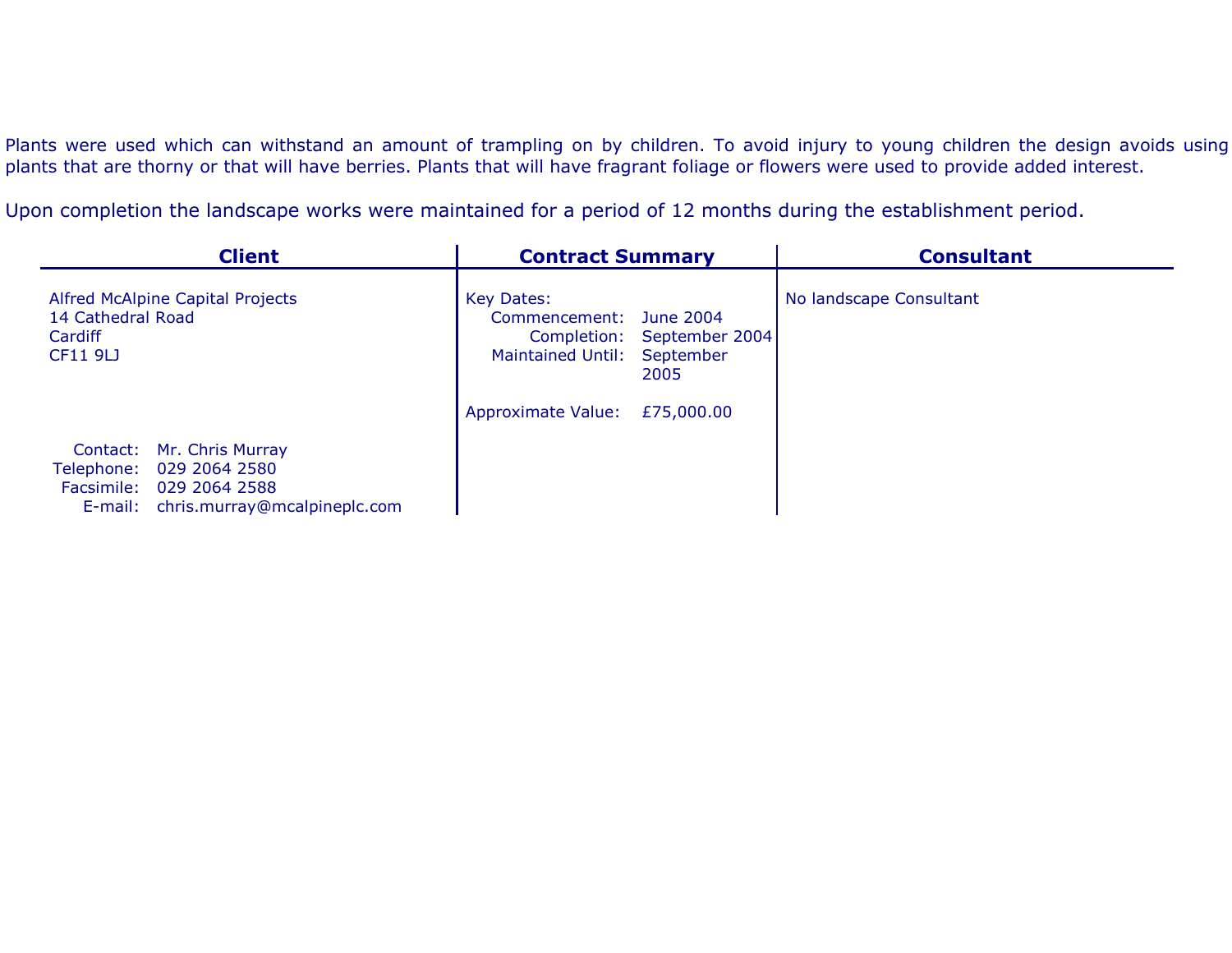Plants were used which can withstand an amount of trampling on by children. To avoid injury to young children the design avoids using plants that are thorny or that will have berries. Plants that will have fragrant foliage or flowers were used to provide added interest.

Upon completion the landscape works were maintained for a period of 12 months during the establishment period.

| Client | Contract Summary | Consultant |
|---|---|---|
| Alfred McAlpine Capital Projects<br>14 Cathedral Road<br>Cardiff<br>CF11 9LJ<br><br>Contact: Mr. Chris Murray<br>Telephone: 029 2064 2580<br>Facsimile: 029 2064 2588<br>E-mail: chris.murray@mcalpineplc.com | Key Dates:<br>Commencement: June 2004<br>Completion: September 2004<br>Maintained Until: September 2005<br><br>Approximate Value: £75,000.00 | No landscape Consultant |